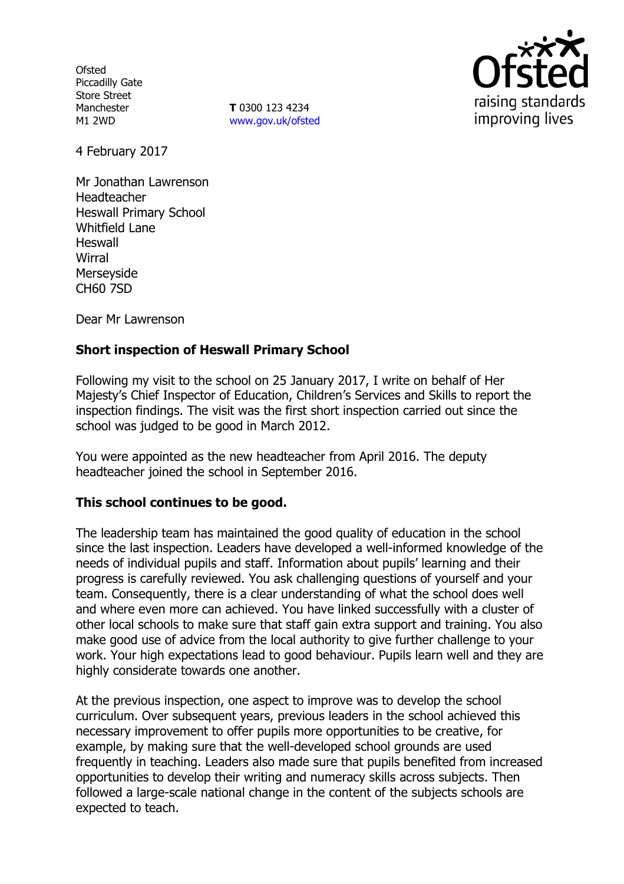Ofsted
Piccadilly Gate
Store Street
Manchester
M1 2WD

**T** 0300 123 4234
www.gov.uk/ofsted

4 February 2017

Mr Jonathan Lawrenson
Headteacher
Heswall Primary School
Whitfield Lane
Heswall
Wirral
Merseyside
CH60 7SD

Dear Mr Lawrenson

**Short inspection of Heswall Primary School**

Following my visit to the school on 25 January 2017, I write on behalf of Her Majesty's Chief Inspector of Education, Children's Services and Skills to report the inspection findings. The visit was the first short inspection carried out since the school was judged to be good in March 2012.

You were appointed as the new headteacher from April 2016. The deputy headteacher joined the school in September 2016.

**This school continues to be good.**

The leadership team has maintained the good quality of education in the school since the last inspection. Leaders have developed a well-informed knowledge of the needs of individual pupils and staff. Information about pupils' learning and their progress is carefully reviewed. You ask challenging questions of yourself and your team. Consequently, there is a clear understanding of what the school does well and where even more can achieved. You have linked successfully with a cluster of other local schools to make sure that staff gain extra support and training. You also make good use of advice from the local authority to give further challenge to your work. Your high expectations lead to good behaviour. Pupils learn well and they are highly considerate towards one another.

At the previous inspection, one aspect to improve was to develop the school curriculum. Over subsequent years, previous leaders in the school achieved this necessary improvement to offer pupils more opportunities to be creative, for example, by making sure that the well-developed school grounds are used frequently in teaching. Leaders also made sure that pupils benefited from increased opportunities to develop their writing and numeracy skills across subjects. Then followed a large-scale national change in the content of the subjects schools are expected to teach.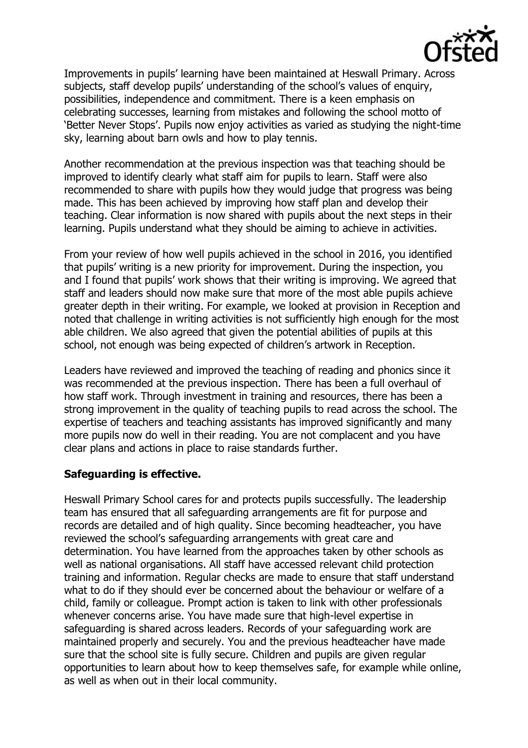Improvements in pupils' learning have been maintained at Heswall Primary. Across subjects, staff develop pupils' understanding of the school's values of enquiry, possibilities, independence and commitment. There is a keen emphasis on celebrating successes, learning from mistakes and following the school motto of 'Better Never Stops'. Pupils now enjoy activities as varied as studying the night-time sky, learning about barn owls and how to play tennis.

Another recommendation at the previous inspection was that teaching should be improved to identify clearly what staff aim for pupils to learn. Staff were also recommended to share with pupils how they would judge that progress was being made. This has been achieved by improving how staff plan and develop their teaching. Clear information is now shared with pupils about the next steps in their learning. Pupils understand what they should be aiming to achieve in activities.

From your review of how well pupils achieved in the school in 2016, you identified that pupils' writing is a new priority for improvement. During the inspection, you and I found that pupils' work shows that their writing is improving. We agreed that staff and leaders should now make sure that more of the most able pupils achieve greater depth in their writing. For example, we looked at provision in Reception and noted that challenge in writing activities is not sufficiently high enough for the most able children. We also agreed that given the potential abilities of pupils at this school, not enough was being expected of children's artwork in Reception.

Leaders have reviewed and improved the teaching of reading and phonics since it was recommended at the previous inspection. There has been a full overhaul of how staff work. Through investment in training and resources, there has been a strong improvement in the quality of teaching pupils to read across the school. The expertise of teachers and teaching assistants has improved significantly and many more pupils now do well in their reading. You are not complacent and you have clear plans and actions in place to raise standards further.

## Safeguarding is effective.

Heswall Primary School cares for and protects pupils successfully. The leadership team has ensured that all safeguarding arrangements are fit for purpose and records are detailed and of high quality. Since becoming headteacher, you have reviewed the school's safeguarding arrangements with great care and determination. You have learned from the approaches taken by other schools as well as national organisations. All staff have accessed relevant child protection training and information. Regular checks are made to ensure that staff understand what to do if they should ever be concerned about the behaviour or welfare of a child, family or colleague. Prompt action is taken to link with other professionals whenever concerns arise. You have made sure that high-level expertise in safeguarding is shared across leaders. Records of your safeguarding work are maintained properly and securely. You and the previous headteacher have made sure that the school site is fully secure. Children and pupils are given regular opportunities to learn about how to keep themselves safe, for example while online, as well as when out in their local community.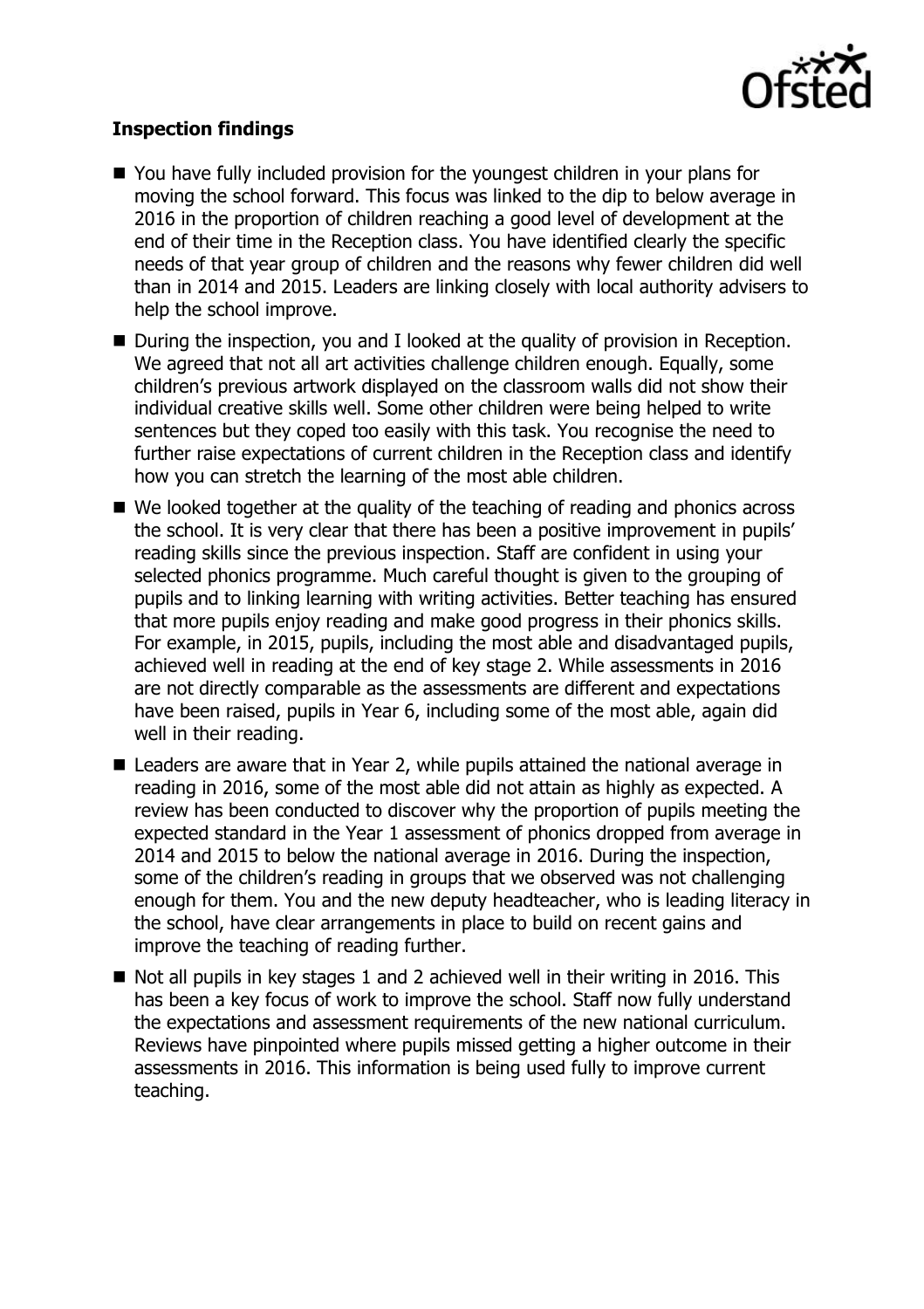### Inspection findings

- You have fully included provision for the youngest children in your plans for moving the school forward. This focus was linked to the dip to below average in 2016 in the proportion of children reaching a good level of development at the end of their time in the Reception class. You have identified clearly the specific needs of that year group of children and the reasons why fewer children did well than in 2014 and 2015. Leaders are linking closely with local authority advisers to help the school improve.
- During the inspection, you and I looked at the quality of provision in Reception. We agreed that not all art activities challenge children enough. Equally, some children's previous artwork displayed on the classroom walls did not show their individual creative skills well. Some other children were being helped to write sentences but they coped too easily with this task. You recognise the need to further raise expectations of current children in the Reception class and identify how you can stretch the learning of the most able children.
- We looked together at the quality of the teaching of reading and phonics across the school. It is very clear that there has been a positive improvement in pupils' reading skills since the previous inspection. Staff are confident in using your selected phonics programme. Much careful thought is given to the grouping of pupils and to linking learning with writing activities. Better teaching has ensured that more pupils enjoy reading and make good progress in their phonics skills. For example, in 2015, pupils, including the most able and disadvantaged pupils, achieved well in reading at the end of key stage 2. While assessments in 2016 are not directly comparable as the assessments are different and expectations have been raised, pupils in Year 6, including some of the most able, again did well in their reading.
- Leaders are aware that in Year 2, while pupils attained the national average in reading in 2016, some of the most able did not attain as highly as expected. A review has been conducted to discover why the proportion of pupils meeting the expected standard in the Year 1 assessment of phonics dropped from average in 2014 and 2015 to below the national average in 2016. During the inspection, some of the children's reading in groups that we observed was not challenging enough for them. You and the new deputy headteacher, who is leading literacy in the school, have clear arrangements in place to build on recent gains and improve the teaching of reading further.
- Not all pupils in key stages 1 and 2 achieved well in their writing in 2016. This has been a key focus of work to improve the school. Staff now fully understand the expectations and assessment requirements of the new national curriculum. Reviews have pinpointed where pupils missed getting a higher outcome in their assessments in 2016. This information is being used fully to improve current teaching.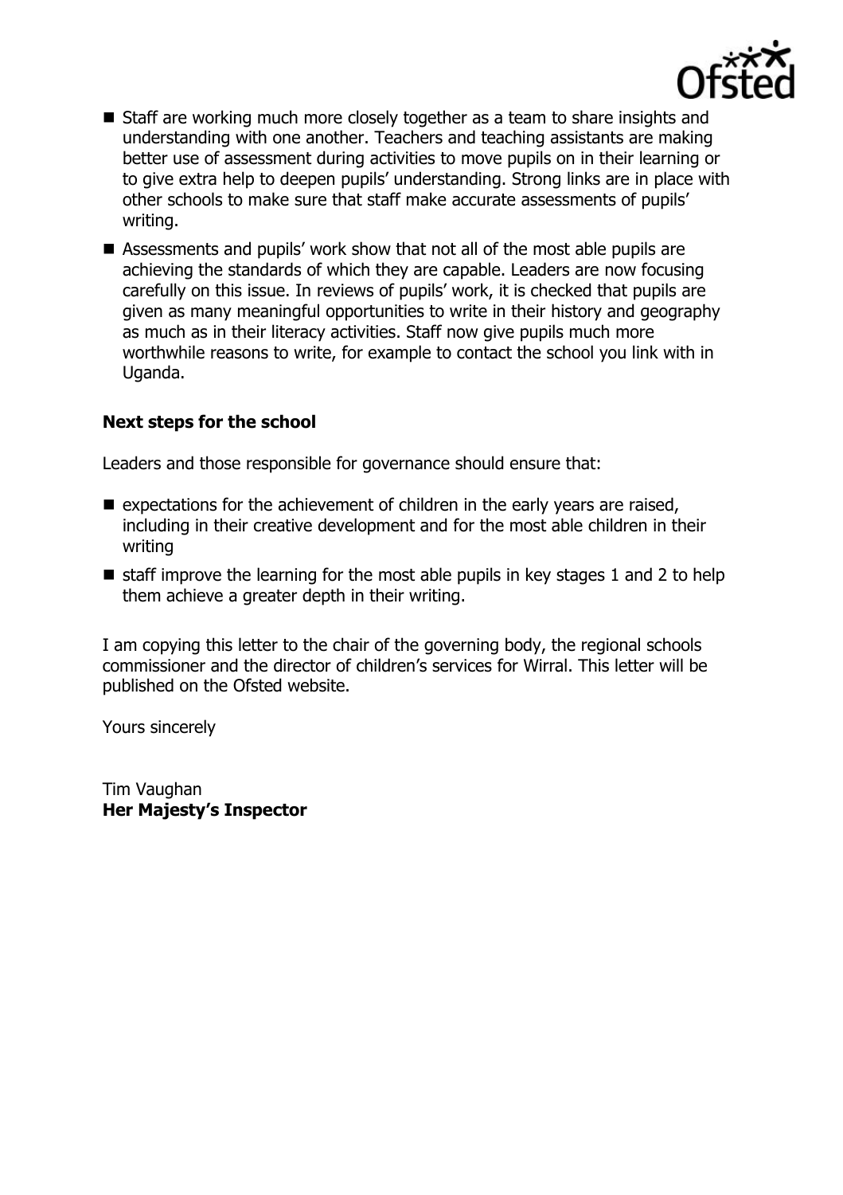- Staff are working much more closely together as a team to share insights and understanding with one another. Teachers and teaching assistants are making better use of assessment during activities to move pupils on in their learning or to give extra help to deepen pupils' understanding. Strong links are in place with other schools to make sure that staff make accurate assessments of pupils' writing.
- Assessments and pupils' work show that not all of the most able pupils are achieving the standards of which they are capable. Leaders are now focusing carefully on this issue. In reviews of pupils' work, it is checked that pupils are given as many meaningful opportunities to write in their history and geography as much as in their literacy activities. Staff now give pupils much more worthwhile reasons to write, for example to contact the school you link with in Uganda.

### Next steps for the school

Leaders and those responsible for governance should ensure that:

- expectations for the achievement of children in the early years are raised, including in their creative development and for the most able children in their writing
- staff improve the learning for the most able pupils in key stages 1 and 2 to help them achieve a greater depth in their writing.

I am copying this letter to the chair of the governing body, the regional schools commissioner and the director of children's services for Wirral. This letter will be published on the Ofsted website.

Yours sincerely

Tim Vaughan
**Her Majesty's Inspector**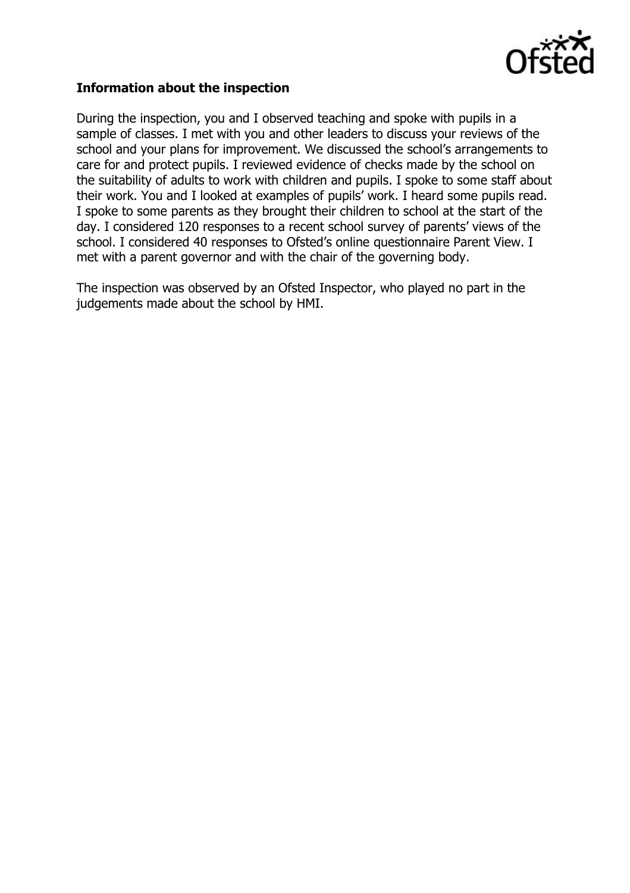**Information about the inspection**

During the inspection, you and I observed teaching and spoke with pupils in a sample of classes. I met with you and other leaders to discuss your reviews of the school and your plans for improvement. We discussed the school's arrangements to care for and protect pupils. I reviewed evidence of checks made by the school on the suitability of adults to work with children and pupils. I spoke to some staff about their work. You and I looked at examples of pupils' work. I heard some pupils read. I spoke to some parents as they brought their children to school at the start of the day. I considered 120 responses to a recent school survey of parents' views of the school. I considered 40 responses to Ofsted's online questionnaire Parent View. I met with a parent governor and with the chair of the governing body.

The inspection was observed by an Ofsted Inspector, who played no part in the judgements made about the school by HMI.